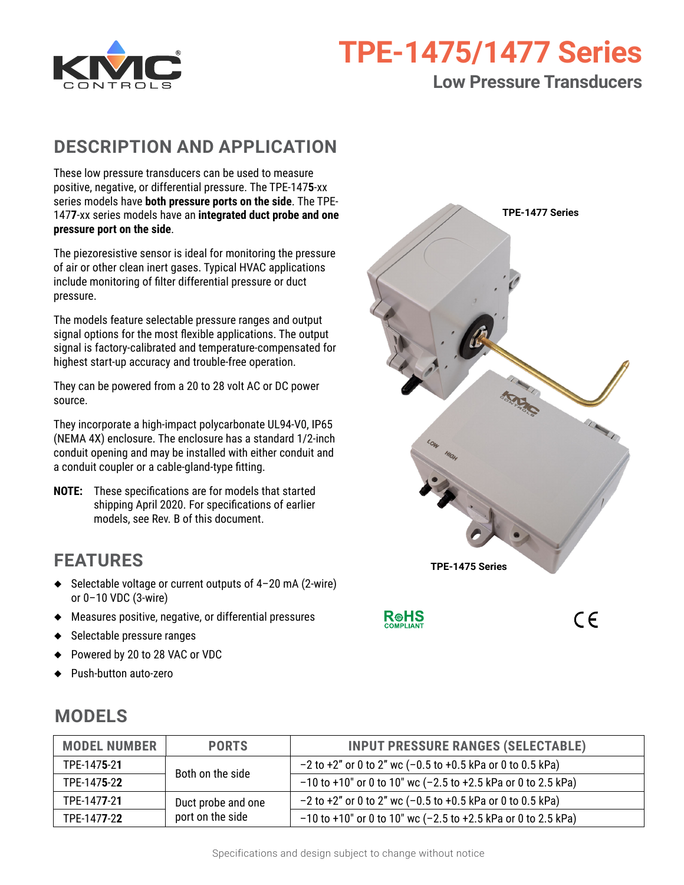# TPE-1475/1477 Series

## Low Pressure Transducers

## DESCRIPTION AND APPLICATION

These low pressure transducers can be used to measure positive, negative, or differential pressure. The TPE-147**5**-xx series models have **both pressure ports on the side**. The TPE-147**7**-xx series models have an **integrated duct probe and one pressure port on the side**.

The piezoresistive sensor is ideal for monitoring the pressure of air or other clean inert gases. Typical HVAC applications include monitoring of filter differential pressure or duct pressure.

The models feature selectable pressure ranges and output signal options for the most flexible applications. The output signal is factory-calibrated and temperature-compensated for highest start-up accuracy and trouble-free operation.

They can be powered from a 20 to 28 volt AC or DC power source.

They incorporate a high-impact polycarbonate UL94-V0, IP65 (NEMA 4X) enclosure. The enclosure has a standard 1/2-inch conduit opening and may be installed with either conduit and a conduit coupler or a cable-gland-type fitting.

**NOTE:** These specifications are for models that started shipping April 2020. For specifications of earlier models, see Rev. B of this document.

TPE-1477 Series

TPE-1475 Series

## FEATURES

- Selectable voltage or current outputs of 4–20 mA (2-wire) or 0–10 VDC (3-wire)
- Measures positive, negative, or differential pressures
- Selectable pressure ranges
- Powered by 20 to 28 VAC or VDC
- Push-button auto-zero

## MODELS

| MODEL NUMBER | PORTS | INPUT PRESSURE RANGES (SELECTABLE) |
|---|---|---|
| TPE-147**5**-**21** | Both on the side | −2 to +2” or 0 to 2” wc (−0.5 to +0.5 kPa or 0 to 0.5 kPa) |
| TPE-147**5**-**22** | | −10 to +10" or 0 to 10" wc (−2.5 to +2.5 kPa or 0 to 2.5 kPa) |
| TPE-147**7**-**21** | Duct probe and one port on the side | −2 to +2” or 0 to 2” wc (−0.5 to +0.5 kPa or 0 to 0.5 kPa) |
| TPE-147**7**-**22** | | −10 to +10" or 0 to 10" wc (−2.5 to +2.5 kPa or 0 to 2.5 kPa) |

Specifications and design subject to change without notice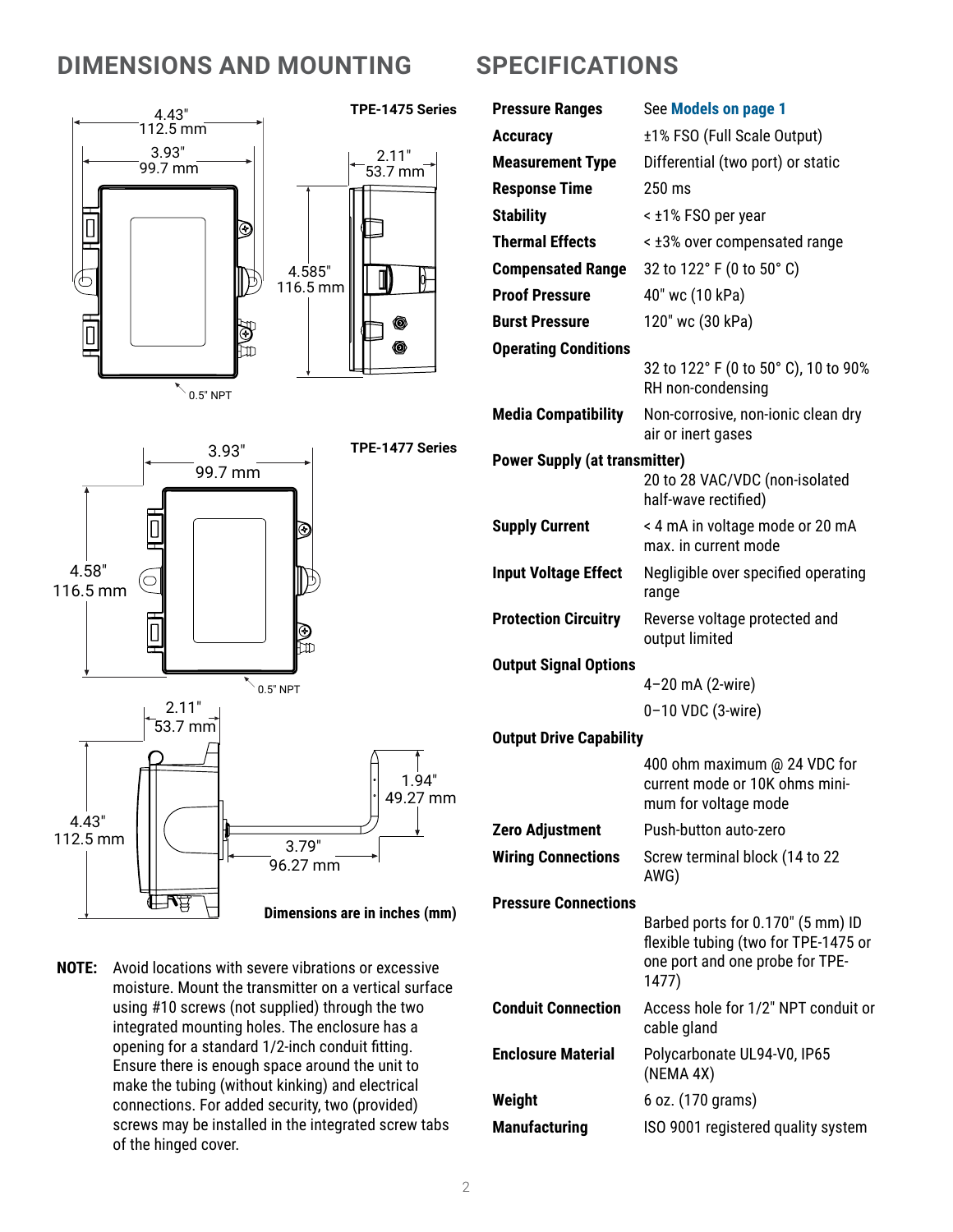## DIMENSIONS AND MOUNTING

**TPE-1475 Series**

4.43" 112.5 mm
3.93" 99.7 mm
2.11" 53.7 mm
4.585" 116.5 mm
0.5" NPT

**TPE-1477 Series**

3.93" 99.7 mm
4.58" 116.5 mm
0.5" NPT
2.11" 53.7 mm
4.43" 112.5 mm
1.94" 49.27 mm
3.79" 96.27 mm

**Dimensions are in inches (mm)**

**NOTE:** Avoid locations with severe vibrations or excessive moisture. Mount the transmitter on a vertical surface using #10 screws (not supplied) through the two integrated mounting holes. The enclosure has a opening for a standard 1/2-inch conduit fitting. Ensure there is enough space around the unit to make the tubing (without kinking) and electrical connections. For added security, two (provided) screws may be installed in the integrated screw tabs of the hinged cover.

## SPECIFICATIONS

| | |
|---|---|
| **Pressure Ranges** | See **Models on page 1** |
| **Accuracy** | ±1% FSO (Full Scale Output) |
| **Measurement Type** | Differential (two port) or static |
| **Response Time** | 250 ms |
| **Stability** | < ±1% FSO per year |
| **Thermal Effects** | < ±3% over compensated range |
| **Compensated Range** | 32 to 122° F (0 to 50° C) |
| **Proof Pressure** | 40" wc (10 kPa) |
| **Burst Pressure** | 120" wc (30 kPa) |
| **Operating Conditions** | 32 to 122° F (0 to 50° C), 10 to 90% RH non-condensing |
| **Media Compatibility** | Non-corrosive, non-ionic clean dry air or inert gases |
| **Power Supply (at transmitter)** | 20 to 28 VAC/VDC (non-isolated half-wave rectified) |
| **Supply Current** | < 4 mA in voltage mode or 20 mA max. in current mode |
| **Input Voltage Effect** | Negligible over specified operating range |
| **Protection Circuitry** | Reverse voltage protected and output limited |
| **Output Signal Options** | 4–20 mA (2-wire)<br>0–10 VDC (3-wire) |
| **Output Drive Capability** | 400 ohm maximum @ 24 VDC for current mode or 10K ohms minimum for voltage mode |
| **Zero Adjustment** | Push-button auto-zero |
| **Wiring Connections** | Screw terminal block (14 to 22 AWG) |
| **Pressure Connections** | Barbed ports for 0.170" (5 mm) ID flexible tubing (two for TPE-1475 or one port and one probe for TPE-1477) |
| **Conduit Connection** | Access hole for 1/2" NPT conduit or cable gland |
| **Enclosure Material** | Polycarbonate UL94-V0, IP65 (NEMA 4X) |
| **Weight** | 6 oz. (170 grams) |
| **Manufacturing** | ISO 9001 registered quality system |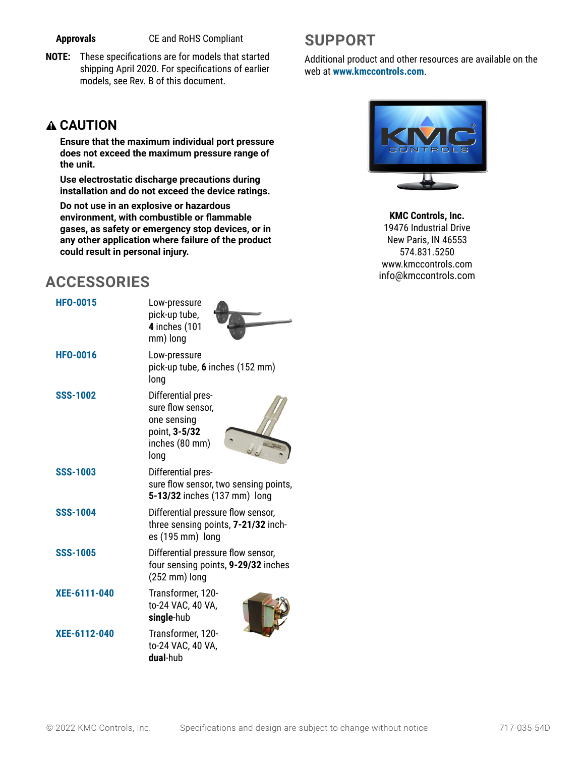| | |
|---|---|
| **Approvals** | CE and RoHS Compliant |

**NOTE:** These specifications are for models that started shipping April 2020. For specifications of earlier models, see Rev. B of this document.

## ⚠ CAUTION

**Ensure that the maximum individual port pressure does not exceed the maximum pressure range of the unit.**

**Use electrostatic discharge precautions during installation and do not exceed the device ratings.**

**Do not use in an explosive or hazardous environment, with combustible or flammable gases, as safety or emergency stop devices, or in any other application where failure of the product could result in personal injury.**

## ACCESSORIES

| | |
|---|---|
| **HFO-0015** | Low-pressure pick-up tube, **4** inches (101 mm) long |
| **HFO-0016** | Low-pressure pick-up tube, **6** inches (152 mm) long |
| **SSS-1002** | Differential pressure flow sensor, one sensing point, **3-5/32** inches (80 mm) long |
| **SSS-1003** | Differential pressure flow sensor, two sensing points, **5-13/32** inches (137 mm) long |
| **SSS-1004** | Differential pressure flow sensor, three sensing points, **7-21/32** inches (195 mm) long |
| **SSS-1005** | Differential pressure flow sensor, four sensing points, **9-29/32** inches (252 mm) long |
| **XEE-6111-040** | Transformer, 120-to-24 VAC, 40 VA, **single**-hub |
| **XEE-6112-040** | Transformer, 120-to-24 VAC, 40 VA, **dual**-hub |

## SUPPORT

Additional product and other resources are available on the web at **www.kmccontrols.com**.

**KMC Controls, Inc.**
19476 Industrial Drive
New Paris, IN 46553
574.831.5250
www.kmccontrols.com
info@kmccontrols.com

© 2022 KMC Controls, Inc. Specifications and design are subject to change without notice 717-035-54D